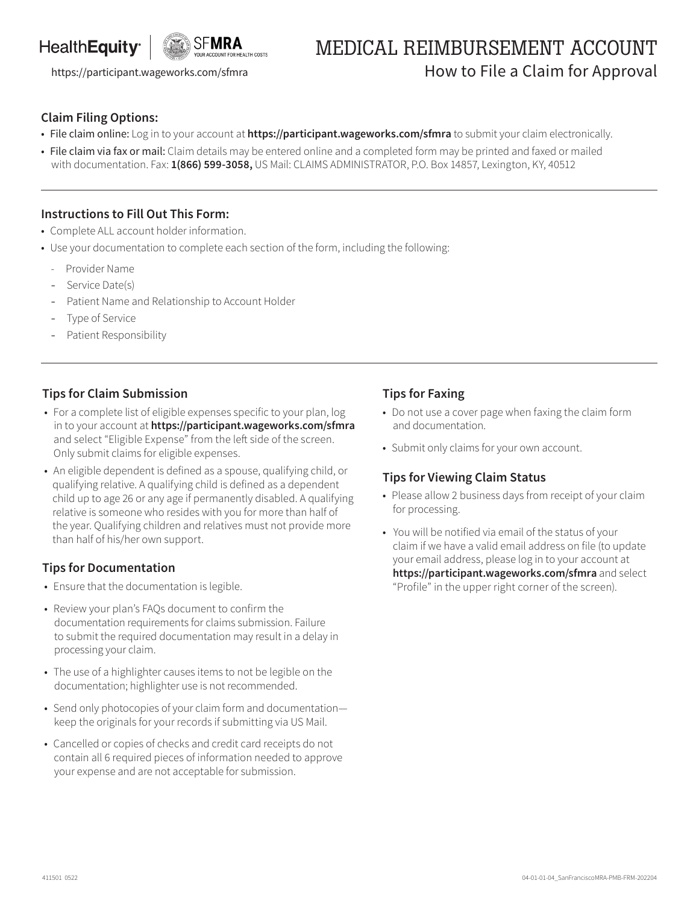HealthEquity | SFMRA YOUR ACCOUNT FOR HEALTH COSTS

https://participant.wageworks.com/sfmra

# MEDICAL REIMBURSEMENT ACCOUNT

## How to File a Claim for Approval

### Claim Filing Options:

- File claim online: Log in to your account at **https://participant.wageworks.com/sfmra** to submit your claim electronically.
- File claim via fax or mail: Claim details may be entered online and a completed form may be printed and faxed or mailed with documentation. Fax: **1(866) 599-3058,** US Mail: CLAIMS ADMINISTRATOR, P.O. Box 14857, Lexington, KY, 40512

---

### Instructions to Fill Out This Form:

- Complete ALL account holder information.
- Use your documentation to complete each section of the form, including the following:
  - Provider Name
  - Service Date(s)
  - Patient Name and Relationship to Account Holder
  - Type of Service
  - Patient Responsibility

---

### Tips for Claim Submission

- For a complete list of eligible expenses specific to your plan, log in to your account at **https://participant.wageworks.com/sfmra** and select "Eligible Expense" from the left side of the screen. Only submit claims for eligible expenses.
- An eligible dependent is defined as a spouse, qualifying child, or qualifying relative. A qualifying child is defined as a dependent child up to age 26 or any age if permanently disabled. A qualifying relative is someone who resides with you for more than half of the year. Qualifying children and relatives must not provide more than half of his/her own support.

### Tips for Documentation

- Ensure that the documentation is legible.
- Review your plan's FAQs document to confirm the documentation requirements for claims submission. Failure to submit the required documentation may result in a delay in processing your claim.
- The use of a highlighter causes items to not be legible on the documentation; highlighter use is not recommended.
- Send only photocopies of your claim form and documentation—keep the originals for your records if submitting via US Mail.
- Cancelled or copies of checks and credit card receipts do not contain all 6 required pieces of information needed to approve your expense and are not acceptable for submission.

### Tips for Faxing

- Do not use a cover page when faxing the claim form and documentation.
- Submit only claims for your own account.

### Tips for Viewing Claim Status

- Please allow 2 business days from receipt of your claim for processing.
- You will be notified via email of the status of your claim if we have a valid email address on file (to update your email address, please log in to your account at **https://participant.wageworks.com/sfmra** and select "Profile" in the upper right corner of the screen).

411501 0522

04-01-01-04_SanFranciscoMRA-PMB-FRM-202204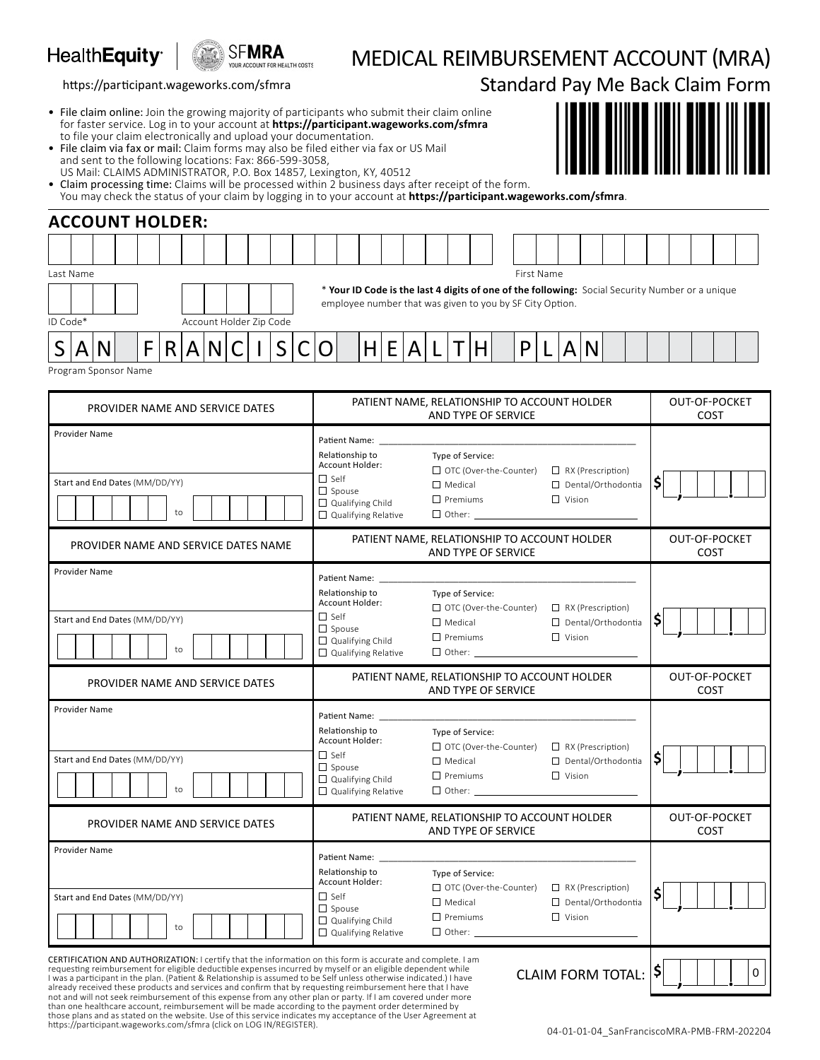# MEDICAL REIMBURSEMENT ACCOUNT (MRA)

## Standard Pay Me Back Claim Form

HealthEquity | SFMRA YOUR ACCOUNT FOR HEALTH COSTS

https://participant.wageworks.com/sfmra

- File claim online: Join the growing majority of participants who submit their claim online for faster service. Log in to your account at **https://participant.wageworks.com/sfmra** to file your claim electronically and upload your documentation.
- File claim via fax or mail: Claim forms may also be filed either via fax or US Mail and sent to the following locations: Fax: 866-599-3058, US Mail: CLAIMS ADMINISTRATOR, P.O. Box 14857, Lexington, KY, 40512
- Claim processing time: Claims will be processed within 2 business days after receipt of the form. You may check the status of your claim by logging in to your account at **https://participant.wageworks.com/sfmra**.

## ACCOUNT HOLDER:

Last Name ____________________ First Name ____________________

ID Code* ________ Account Holder Zip Code ________

\* **Your ID Code is the last 4 digits of one of the following:** Social Security Number or a unique employee number that was given to you by SF City Option.

SAN FRANCISCO HEALTH PLAN

Program Sponsor Name

| PROVIDER NAME AND SERVICE DATES | PATIENT NAME, RELATIONSHIP TO ACCOUNT HOLDER AND TYPE OF SERVICE | OUT-OF-POCKET COST |
|---|---|---|
| Provider Name<br><br>Start and End Dates (MM/DD/YY)<br>________ to ________ | Patient Name: ____________________<br>Relationship to Account Holder: ☐ Self ☐ Spouse ☐ Qualifying Child ☐ Qualifying Relative<br>Type of Service: ☐ OTC (Over-the-Counter) ☐ RX (Prescription) ☐ Medical ☐ Dental/Orthodontia ☐ Premiums ☐ Vision ☐ Other: ____________ | $ ___,___.___ |

| PROVIDER NAME AND SERVICE DATES NAME | PATIENT NAME, RELATIONSHIP TO ACCOUNT HOLDER AND TYPE OF SERVICE | OUT-OF-POCKET COST |
|---|---|---|
| Provider Name<br><br>Start and End Dates (MM/DD/YY)<br>________ to ________ | Patient Name: ____________________<br>Relationship to Account Holder: ☐ Self ☐ Spouse ☐ Qualifying Child ☐ Qualifying Relative<br>Type of Service: ☐ OTC (Over-the-Counter) ☐ RX (Prescription) ☐ Medical ☐ Dental/Orthodontia ☐ Premiums ☐ Vision ☐ Other: ____________ | $ ___,___.___ |

| PROVIDER NAME AND SERVICE DATES | PATIENT NAME, RELATIONSHIP TO ACCOUNT HOLDER AND TYPE OF SERVICE | OUT-OF-POCKET COST |
|---|---|---|
| Provider Name<br><br>Start and End Dates (MM/DD/YY)<br>________ to ________ | Patient Name: ____________________<br>Relationship to Account Holder: ☐ Self ☐ Spouse ☐ Qualifying Child ☐ Qualifying Relative<br>Type of Service: ☐ OTC (Over-the-Counter) ☐ RX (Prescription) ☐ Medical ☐ Dental/Orthodontia ☐ Premiums ☐ Vision ☐ Other: ____________ | $ ___,___.___ |

| PROVIDER NAME AND SERVICE DATES | PATIENT NAME, RELATIONSHIP TO ACCOUNT HOLDER AND TYPE OF SERVICE | OUT-OF-POCKET COST |
|---|---|---|
| Provider Name<br><br>Start and End Dates (MM/DD/YY)<br>________ to ________ | Patient Name: ____________________<br>Relationship to Account Holder: ☐ Self ☐ Spouse ☐ Qualifying Child ☐ Qualifying Relative<br>Type of Service: ☐ OTC (Over-the-Counter) ☐ RX (Prescription) ☐ Medical ☐ Dental/Orthodontia ☐ Premiums ☐ Vision ☐ Other: ____________ | $ ___,___.___ |

CERTIFICATION AND AUTHORIZATION: I certify that the information on this form is accurate and complete. I am requesting reimbursement for eligible deductible expenses incurred by myself or an eligible dependent while I was a participant in the plan. (Patient & Relationship is assumed to be Self unless otherwise indicated.) I have already received these products and services and confirm that by requesting reimbursement here that I have not and will not seek reimbursement of this expense from any other plan or party. If I am covered under more than one healthcare account, reimbursement will be made according to the payment order determined by those plans and as stated on the website. Use of this service indicates my acceptance of the User Agreement at https://participant.wageworks.com/sfmra (click on LOG IN/REGISTER).

CLAIM FORM TOTAL: $ ___,___.___0

04-01-01-04_SanFranciscoMRA-PMB-FRM-202204